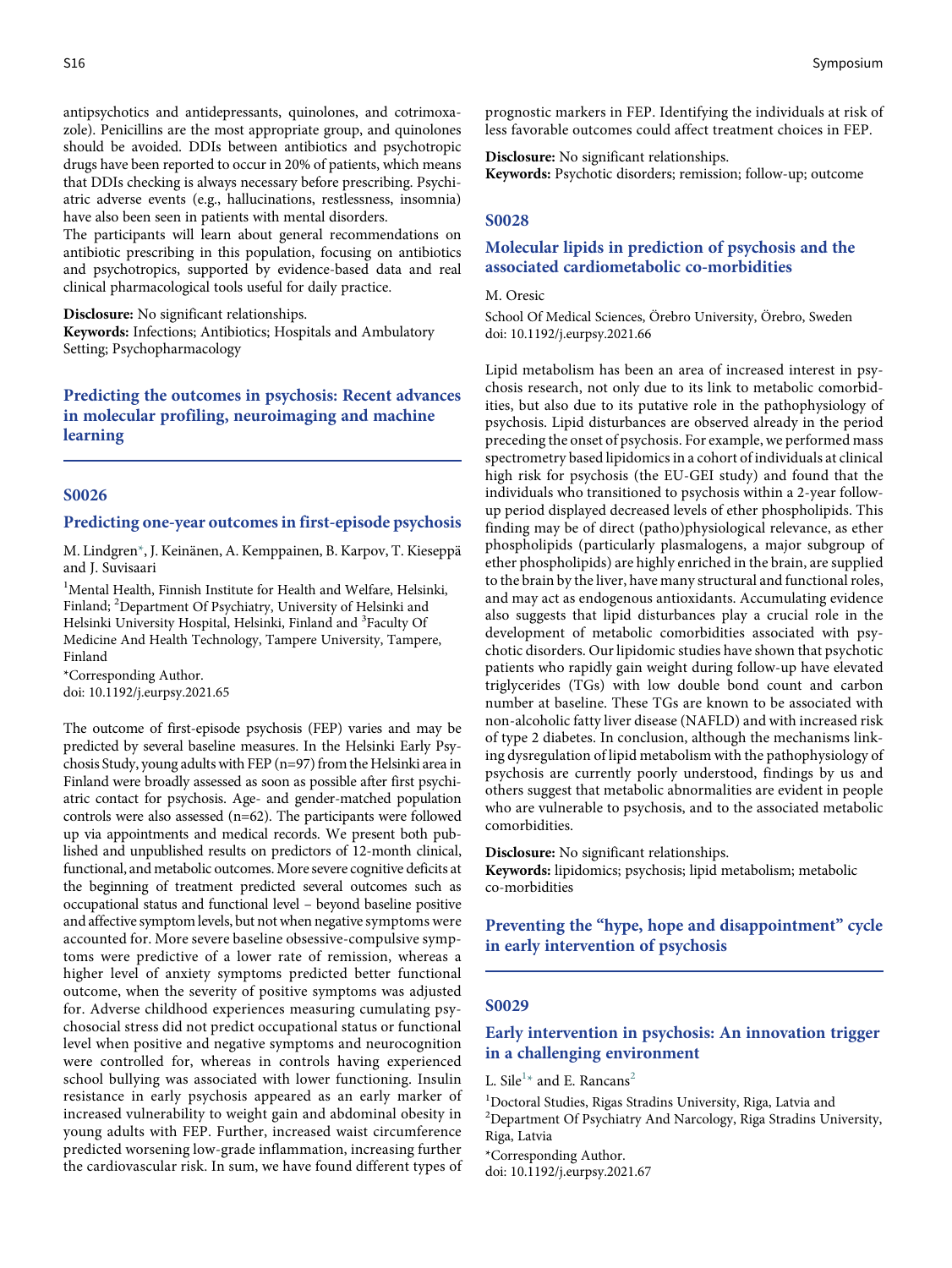antipsychotics and antidepressants, quinolones, and cotrimoxazole). Penicillins are the most appropriate group, and quinolones should be avoided. DDIs between antibiotics and psychotropic drugs have been reported to occur in 20% of patients, which means that DDIs checking is always necessary before prescribing. Psychiatric adverse events (e.g., hallucinations, restlessness, insomnia) have also been seen in patients with mental disorders.

The participants will learn about general recommendations on antibiotic prescribing in this population, focusing on antibiotics and psychotropics, supported by evidence-based data and real clinical pharmacological tools useful for daily practice.

**Disclosure:** No significant relationships.
**Keywords:** Infections; Antibiotics; Hospitals and Ambulatory Setting; Psychopharmacology

## Predicting the outcomes in psychosis: Recent advances in molecular profiling, neuroimaging and machine learning

### S0026

### Predicting one-year outcomes in first-episode psychosis

M. Lindgren*, J. Keinänen, A. Kemppainen, B. Karpov, T. Kieseppä and J. Suvisaari

[1]Mental Health, Finnish Institute for Health and Welfare, Helsinki, Finland; [2]Department Of Psychiatry, University of Helsinki and Helsinki University Hospital, Helsinki, Finland and [3]Faculty Of Medicine And Health Technology, Tampere University, Tampere, Finland

*Corresponding Author.
doi: 10.1192/j.eurpsy.2021.65

The outcome of first-episode psychosis (FEP) varies and may be predicted by several baseline measures. In the Helsinki Early Psychosis Study, young adults with FEP (n=97) from the Helsinki area in Finland were broadly assessed as soon as possible after first psychiatric contact for psychosis. Age- and gender-matched population controls were also assessed (n=62). The participants were followed up via appointments and medical records. We present both published and unpublished results on predictors of 12-month clinical, functional, and metabolic outcomes. More severe cognitive deficits at the beginning of treatment predicted several outcomes such as occupational status and functional level – beyond baseline positive and affective symptom levels, but not when negative symptoms were accounted for. More severe baseline obsessive-compulsive symptoms were predictive of a lower rate of remission, whereas a higher level of anxiety symptoms predicted better functional outcome, when the severity of positive symptoms was adjusted for. Adverse childhood experiences measuring cumulating psychosocial stress did not predict occupational status or functional level when positive and negative symptoms and neurocognition were controlled for, whereas in controls having experienced school bullying was associated with lower functioning. Insulin resistance in early psychosis appeared as an early marker of increased vulnerability to weight gain and abdominal obesity in young adults with FEP. Further, increased waist circumference predicted worsening low-grade inflammation, increasing further the cardiovascular risk. In sum, we have found different types of prognostic markers in FEP. Identifying the individuals at risk of less favorable outcomes could affect treatment choices in FEP.

**Disclosure:** No significant relationships.
**Keywords:** Psychotic disorders; remission; follow-up; outcome

### S0028

### Molecular lipids in prediction of psychosis and the associated cardiometabolic co-morbidities

M. Oresic

School Of Medical Sciences, Örebro University, Örebro, Sweden
doi: 10.1192/j.eurpsy.2021.66

Lipid metabolism has been an area of increased interest in psychosis research, not only due to its link to metabolic comorbidities, but also due to its putative role in the pathophysiology of psychosis. Lipid disturbances are observed already in the period preceding the onset of psychosis. For example, we performed mass spectrometry based lipidomics in a cohort of individuals at clinical high risk for psychosis (the EU-GEI study) and found that the individuals who transitioned to psychosis within a 2-year follow-up period displayed decreased levels of ether phospholipids. This finding may be of direct (patho)physiological relevance, as ether phospholipids (particularly plasmalogens, a major subgroup of ether phospholipids) are highly enriched in the brain, are supplied to the brain by the liver, have many structural and functional roles, and may act as endogenous antioxidants. Accumulating evidence also suggests that lipid disturbances play a crucial role in the development of metabolic comorbidities associated with psychotic disorders. Our lipidomic studies have shown that psychotic patients who rapidly gain weight during follow-up have elevated triglycerides (TGs) with low double bond count and carbon number at baseline. These TGs are known to be associated with non-alcoholic fatty liver disease (NAFLD) and with increased risk of type 2 diabetes. In conclusion, although the mechanisms linking dysregulation of lipid metabolism with the pathophysiology of psychosis are currently poorly understood, findings by us and others suggest that metabolic abnormalities are evident in people who are vulnerable to psychosis, and to the associated metabolic comorbidities.

**Disclosure:** No significant relationships.
**Keywords:** lipidomics; psychosis; lipid metabolism; metabolic co-morbidities

## Preventing the “hype, hope and disappointment” cycle in early intervention of psychosis

### S0029

### Early intervention in psychosis: An innovation trigger in a challenging environment

L. Sile[1]* and E. Rancans[2]

[1]Doctoral Studies, Rigas Stradins University, Riga, Latvia and [2]Department Of Psychiatry And Narcology, Riga Stradins University, Riga, Latvia

*Corresponding Author.
doi: 10.1192/j.eurpsy.2021.67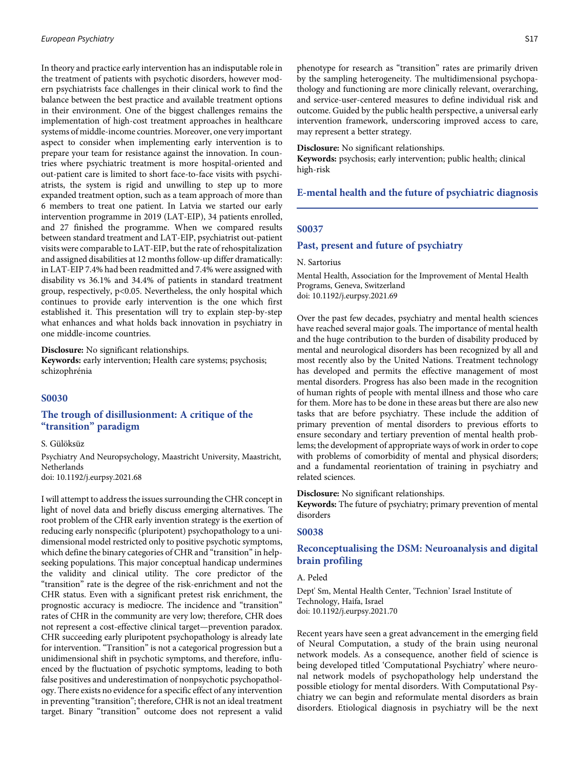In theory and practice early intervention has an indisputable role in the treatment of patients with psychotic disorders, however modern psychiatrists face challenges in their clinical work to find the balance between the best practice and available treatment options in their environment. One of the biggest challenges remains the implementation of high-cost treatment approaches in healthcare systems of middle-income countries. Moreover, one very important aspect to consider when implementing early intervention is to prepare your team for resistance against the innovation. In countries where psychiatric treatment is more hospital-oriented and out-patient care is limited to short face-to-face visits with psychiatrists, the system is rigid and unwilling to step up to more expanded treatment option, such as a team approach of more than 6 members to treat one patient. In Latvia we started our early intervention programme in 2019 (LAT-EIP), 34 patients enrolled, and 27 finished the programme. When we compared results between standard treatment and LAT-EIP, psychiatrist out-patient visits were comparable to LAT-EIP, but the rate of rehospitalization and assigned disabilities at 12 months follow-up differ dramatically: in LAT-EIP 7.4% had been readmitted and 7.4% were assigned with disability vs 36.1% and 34.4% of patients in standard treatment group, respectively, $p<0.05$. Nevertheless, the only hospital which continues to provide early intervention is the one which first established it. This presentation will try to explain step-by-step what enhances and what holds back innovation in psychiatry in one middle-income countries.

**Disclosure:** No significant relationships.
**Keywords:** early intervention; Health care systems; psychosis; schizophrénia

## S0030

### The trough of disillusionment: A critique of the "transition" paradigm

S. Gülöksüz

Psychiatry And Neuropsychology, Maastricht University, Maastricht, Netherlands
doi: 10.1192/j.eurpsy.2021.68

I will attempt to address the issues surrounding the CHR concept in light of novel data and briefly discuss emerging alternatives. The root problem of the CHR early invention strategy is the exertion of reducing early nonspecific (pluripotent) psychopathology to a unidimensional model restricted only to positive psychotic symptoms, which define the binary categories of CHR and "transition" in help-seeking populations. This major conceptual handicap undermines the validity and clinical utility. The core predictor of the "transition" rate is the degree of the risk-enrichment and not the CHR status. Even with a significant pretest risk enrichment, the prognostic accuracy is mediocre. The incidence and "transition" rates of CHR in the community are very low; therefore, CHR does not represent a cost-effective clinical target—prevention paradox. CHR succeeding early pluripotent psychopathology is already late for intervention. "Transition" is not a categorical progression but a unidimensional shift in psychotic symptoms, and therefore, influenced by the fluctuation of psychotic symptoms, leading to both false positives and underestimation of nonpsychotic psychopathology. There exists no evidence for a specific effect of any intervention in preventing "transition"; therefore, CHR is not an ideal treatment target. Binary "transition" outcome does not represent a valid phenotype for research as "transition" rates are primarily driven by the sampling heterogeneity. The multidimensional psychopathology and functioning are more clinically relevant, overarching, and service-user-centered measures to define individual risk and outcome. Guided by the public health perspective, a universal early intervention framework, underscoring improved access to care, may represent a better strategy.

**Disclosure:** No significant relationships.
**Keywords:** psychosis; early intervention; public health; clinical high-risk

# E-mental health and the future of psychiatric diagnosis

## S0037

### Past, present and future of psychiatry

N. Sartorius

Mental Health, Association for the Improvement of Mental Health Programs, Geneva, Switzerland
doi: 10.1192/j.eurpsy.2021.69

Over the past few decades, psychiatry and mental health sciences have reached several major goals. The importance of mental health and the huge contribution to the burden of disability produced by mental and neurological disorders has been recognized by all and most recently also by the United Nations. Treatment technology has developed and permits the effective management of most mental disorders. Progress has also been made in the recognition of human rights of people with mental illness and those who care for them. More has to be done in these areas but there are also new tasks that are before psychiatry. These include the addition of primary prevention of mental disorders to previous efforts to ensure secondary and tertiary prevention of mental health problems; the development of appropriate ways of work in order to cope with problems of comorbidity of mental and physical disorders; and a fundamental reorientation of training in psychiatry and related sciences.

**Disclosure:** No significant relationships.
**Keywords:** The future of psychiatry; primary prevention of mental disorders

## S0038

### Reconceptualising the DSM: Neuroanalysis and digital brain profiling

A. Peled

Dept' Sm, Mental Health Center, 'Technion' Israel Institute of Technology, Haifa, Israel
doi: 10.1192/j.eurpsy.2021.70

Recent years have seen a great advancement in the emerging field of Neural Computation, a study of the brain using neuronal network models. As a consequence, another field of science is being developed titled 'Computational Psychiatry' where neuronal network models of psychopathology help understand the possible etiology for mental disorders. With Computational Psychiatry we can begin and reformulate mental disorders as brain disorders. Etiological diagnosis in psychiatry will be the next